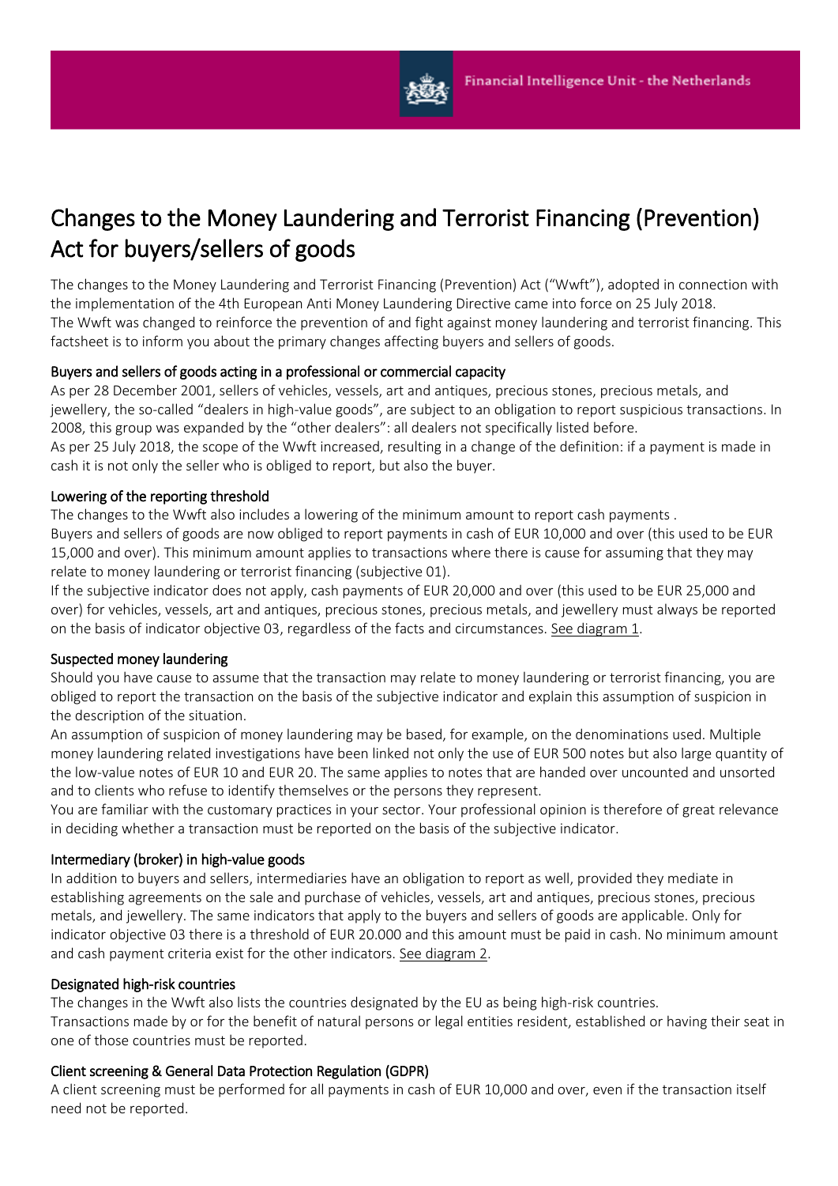# Changes to the Money Laundering and Terrorist Financing (Prevention) Act for buyers/sellers of goods

The changes to the Money Laundering and Terrorist Financing (Prevention) Act ("Wwft"), adopted in connection with the implementation of the 4th European Anti Money Laundering Directive came into force on 25 July 2018. The Wwft was changed to reinforce the prevention of and fight against money laundering and terrorist financing. This factsheet is to inform you about the primary changes affecting buyers and sellers of goods.

## Buyers and sellers of goods acting in a professional or commercial capacity

As per 28 December 2001, sellers of vehicles, vessels, art and antiques, precious stones, precious metals, and jewellery, the so-called "dealers in high-value goods", are subject to an obligation to report suspicious transactions. In 2008, this group was expanded by the "other dealers": all dealers not specifically listed before.
As per 25 July 2018, the scope of the Wwft increased, resulting in a change of the definition: if a payment is made in cash it is not only the seller who is obliged to report, but also the buyer.

## Lowering of the reporting threshold

The changes to the Wwft also includes a lowering of the minimum amount to report cash payments .
Buyers and sellers of goods are now obliged to report payments in cash of EUR 10,000 and over (this used to be EUR 15,000 and over). This minimum amount applies to transactions where there is cause for assuming that they may relate to money laundering or terrorist financing (subjective 01).
If the subjective indicator does not apply, cash payments of EUR 20,000 and over (this used to be EUR 25,000 and over) for vehicles, vessels, art and antiques, precious stones, precious metals, and jewellery must always be reported on the basis of indicator objective 03, regardless of the facts and circumstances. See diagram 1.

## Suspected money laundering

Should you have cause to assume that the transaction may relate to money laundering or terrorist financing, you are obliged to report the transaction on the basis of the subjective indicator and explain this assumption of suspicion in the description of the situation.
An assumption of suspicion of money laundering may be based, for example, on the denominations used. Multiple money laundering related investigations have been linked not only the use of EUR 500 notes but also large quantity of the low-value notes of EUR 10 and EUR 20. The same applies to notes that are handed over uncounted and unsorted and to clients who refuse to identify themselves or the persons they represent.
You are familiar with the customary practices in your sector. Your professional opinion is therefore of great relevance in deciding whether a transaction must be reported on the basis of the subjective indicator.

## Intermediary (broker) in high-value goods

In addition to buyers and sellers, intermediaries have an obligation to report as well, provided they mediate in establishing agreements on the sale and purchase of vehicles, vessels, art and antiques, precious stones, precious metals, and jewellery. The same indicators that apply to the buyers and sellers of goods are applicable. Only for indicator objective 03 there is a threshold of EUR 20.000 and this amount must be paid in cash. No minimum amount and cash payment criteria exist for the other indicators. See diagram 2.

## Designated high-risk countries

The changes in the Wwft also lists the countries designated by the EU as being high-risk countries.
Transactions made by or for the benefit of natural persons or legal entities resident, established or having their seat in one of those countries must be reported.

## Client screening & General Data Protection Regulation (GDPR)

A client screening must be performed for all payments in cash of EUR 10,000 and over, even if the transaction itself need not be reported.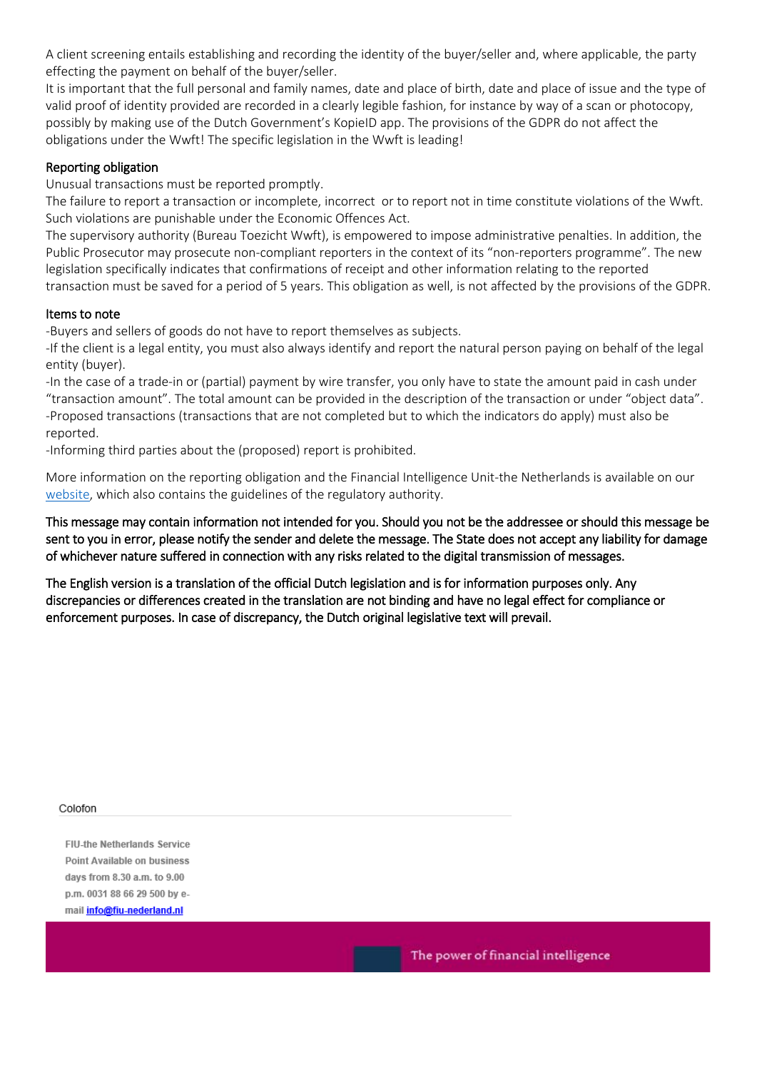A client screening entails establishing and recording the identity of the buyer/seller and, where applicable, the party effecting the payment on behalf of the buyer/seller.
It is important that the full personal and family names, date and place of birth, date and place of issue and the type of valid proof of identity provided are recorded in a clearly legible fashion, for instance by way of a scan or photocopy, possibly by making use of the Dutch Government's KopieID app. The provisions of the GDPR do not affect the obligations under the Wwft! The specific legislation in the Wwft is leading!

## Reporting obligation

Unusual transactions must be reported promptly.
The failure to report a transaction or incomplete, incorrect or to report not in time constitute violations of the Wwft. Such violations are punishable under the Economic Offences Act.
The supervisory authority (Bureau Toezicht Wwft), is empowered to impose administrative penalties. In addition, the Public Prosecutor may prosecute non-compliant reporters in the context of its "non-reporters programme". The new legislation specifically indicates that confirmations of receipt and other information relating to the reported transaction must be saved for a period of 5 years. This obligation as well, is not affected by the provisions of the GDPR.

## Items to note

-Buyers and sellers of goods do not have to report themselves as subjects.
-If the client is a legal entity, you must also always identify and report the natural person paying on behalf of the legal entity (buyer).
-In the case of a trade-in or (partial) payment by wire transfer, you only have to state the amount paid in cash under "transaction amount". The total amount can be provided in the description of the transaction or under "object data".
-Proposed transactions (transactions that are not completed but to which the indicators do apply) must also be reported.
-Informing third parties about the (proposed) report is prohibited.

More information on the reporting obligation and the Financial Intelligence Unit-the Netherlands is available on our website, which also contains the guidelines of the regulatory authority.

**This message may contain information not intended for you. Should you not be the addressee or should this message be sent to you in error, please notify the sender and delete the message. The State does not accept any liability for damage of whichever nature suffered in connection with any risks related to the digital transmission of messages.**

**The English version is a translation of the official Dutch legislation and is for information purposes only. Any discrepancies or differences created in the translation are not binding and have no legal effect for compliance or enforcement purposes. In case of discrepancy, the Dutch original legislative text will prevail.**

Colofon

**FIU-the Netherlands Service Point Available on business days from 8.30 a.m. to 9.00 p.m. 0031 88 66 29 500 by e-mail info@fiu-nederland.nl**

The power of financial intelligence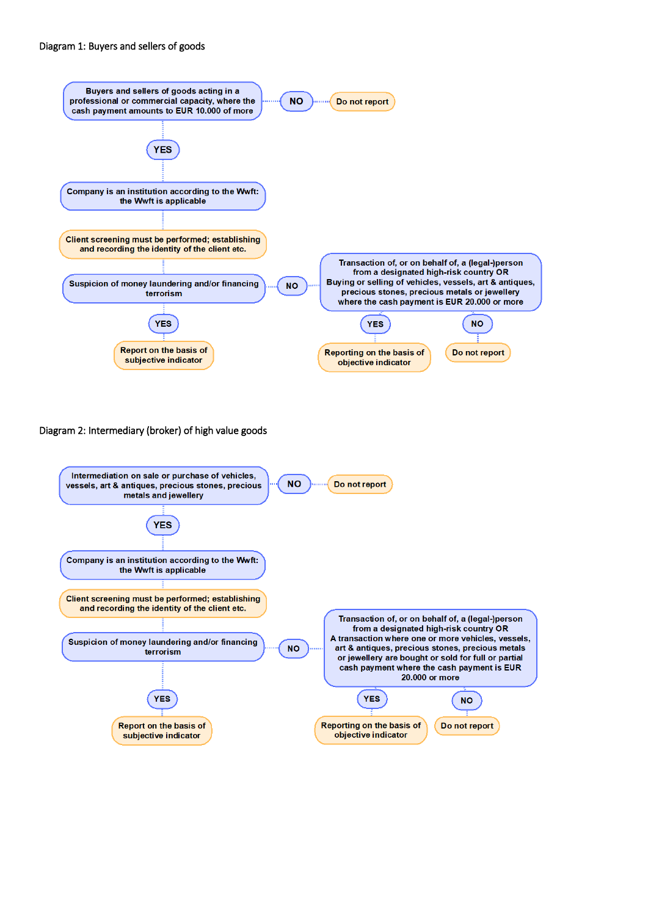Diagram 1: Buyers and sellers of goods

Buyers and sellers of goods acting in a professional or commercial capacity, where the cash payment amounts to EUR 10.000 of more

NO

Do not report

YES

Company is an institution according to the Wwft: the Wwft is applicable

Client screening must be performed; establishing and recording the identity of the client etc.

Suspicion of money laundering and/or financing terrorism

NO

Transaction of, or on behalf of, a (legal-)person from a designated high-risk country OR Buying or selling of vehicles, vessels, art & antiques, precious stones, precious metals or jewellery where the cash payment is EUR 20.000 or more

YES

Report on the basis of subjective indicator

YES

Reporting on the basis of objective indicator

NO

Do not report

Diagram 2: Intermediary (broker) of high value goods

Intermediation on sale or purchase of vehicles, vessels, art & antiques, precious stones, precious metals and jewellery

NO

Do not report

YES

Company is an institution according to the Wwft: the Wwft is applicable

Client screening must be performed; establishing and recording the identity of the client etc.

Suspicion of money laundering and/or financing terrorism

NO

Transaction of, or on behalf of, a (legal-)person from a designated high-risk country OR A transaction where one or more vehicles, vessels, art & antiques, precious stones, precious metals or jewellery are bought or sold for full or partial cash payment where the cash payment is EUR 20.000 or more

YES

Report on the basis of subjective indicator

YES

Reporting on the basis of objective indicator

NO

Do not report